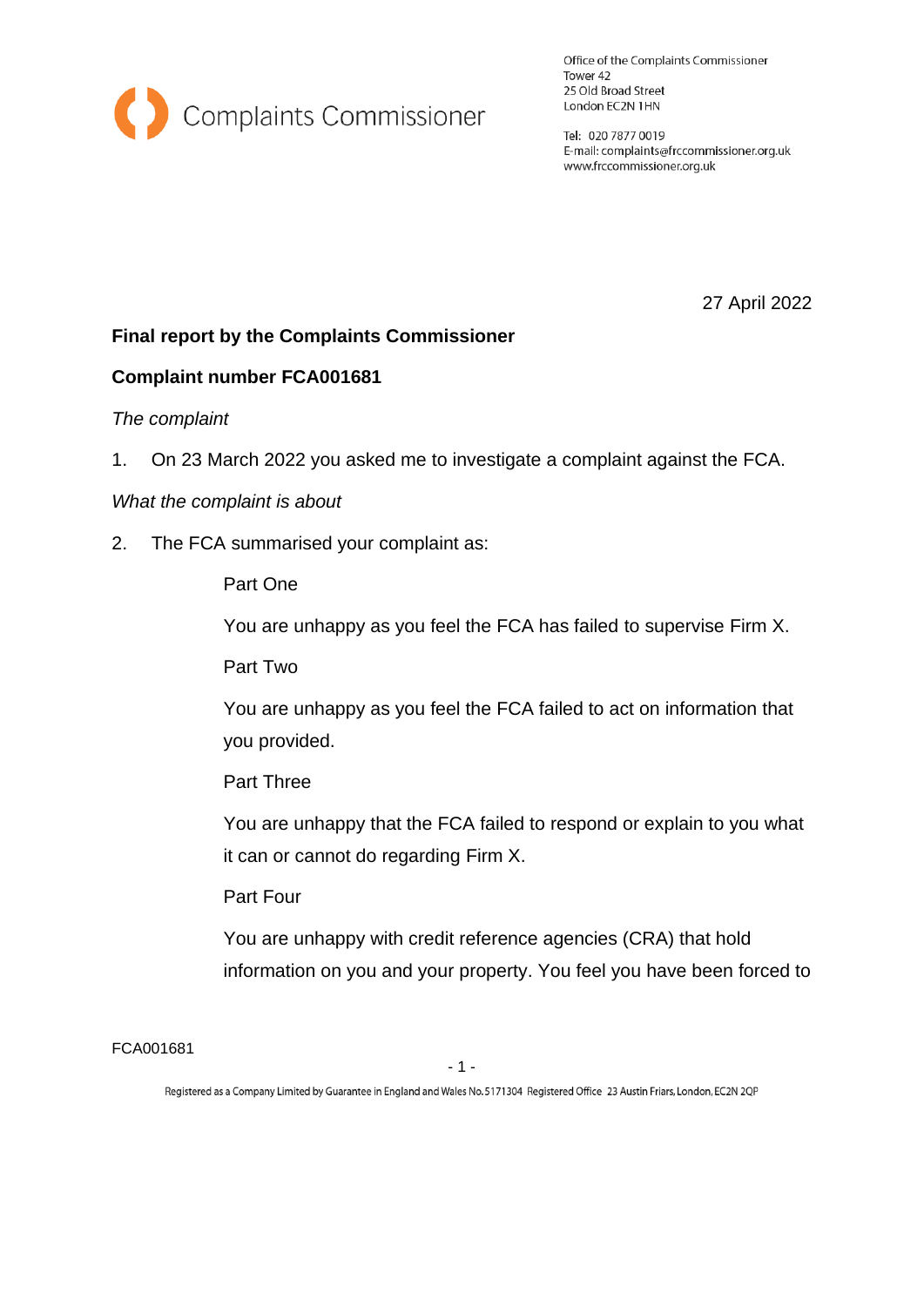Complaints Commissioner

Office of the Complaints Commissioner
Tower 42
25 Old Broad Street
London EC2N 1HN

Tel: 020 7877 0019
E-mail: complaints@frccommissioner.org.uk
www.frccommissioner.org.uk

27 April 2022

**Final report by the Complaints Commissioner**

**Complaint number FCA001681**

*The complaint*

1. On 23 March 2022 you asked me to investigate a complaint against the FCA.

*What the complaint is about*

2. The FCA summarised your complaint as:

   Part One

   You are unhappy as you feel the FCA has failed to supervise Firm X.

   Part Two

   You are unhappy as you feel the FCA failed to act on information that you provided.

   Part Three

   You are unhappy that the FCA failed to respond or explain to you what it can or cannot do regarding Firm X.

   Part Four

   You are unhappy with credit reference agencies (CRA) that hold information on you and your property. You feel you have been forced to

Registered as a Company Limited by Guarantee in England and Wales No. 5171304 Registered Office 23 Austin Friars, London, EC2N 2QP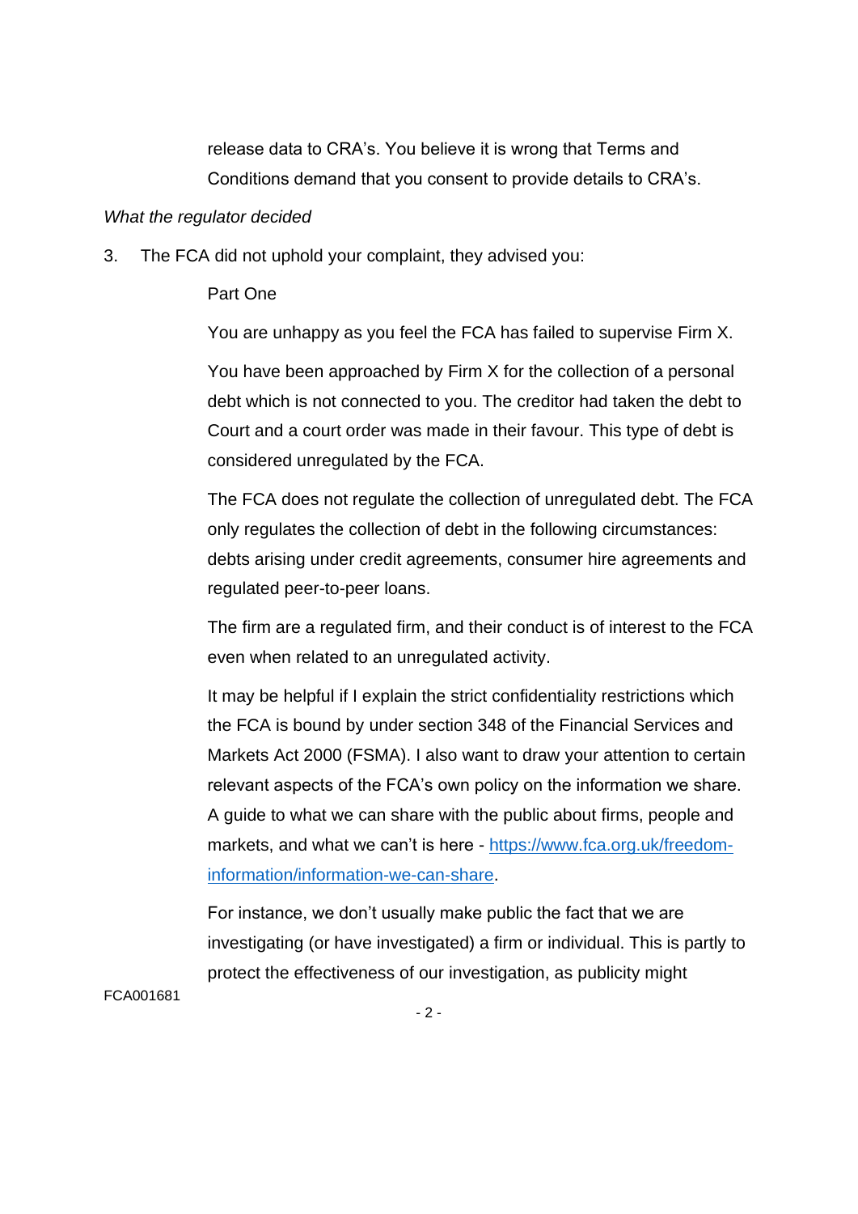release data to CRA's. You believe it is wrong that Terms and Conditions demand that you consent to provide details to CRA's.

*What the regulator decided*

3. The FCA did not uphold your complaint, they advised you:

   Part One

   You are unhappy as you feel the FCA has failed to supervise Firm X.

   You have been approached by Firm X for the collection of a personal debt which is not connected to you. The creditor had taken the debt to Court and a court order was made in their favour. This type of debt is considered unregulated by the FCA.

   The FCA does not regulate the collection of unregulated debt. The FCA only regulates the collection of debt in the following circumstances: debts arising under credit agreements, consumer hire agreements and regulated peer-to-peer loans.

   The firm are a regulated firm, and their conduct is of interest to the FCA even when related to an unregulated activity.

   It may be helpful if I explain the strict confidentiality restrictions which the FCA is bound by under section 348 of the Financial Services and Markets Act 2000 (FSMA). I also want to draw your attention to certain relevant aspects of the FCA's own policy on the information we share. A guide to what we can share with the public about firms, people and markets, and what we can't is here - [https://www.fca.org.uk/freedom-information/information-we-can-share](https://www.fca.org.uk/freedom-information/information-we-can-share).

   For instance, we don't usually make public the fact that we are investigating (or have investigated) a firm or individual. This is partly to protect the effectiveness of our investigation, as publicity might

FCA001681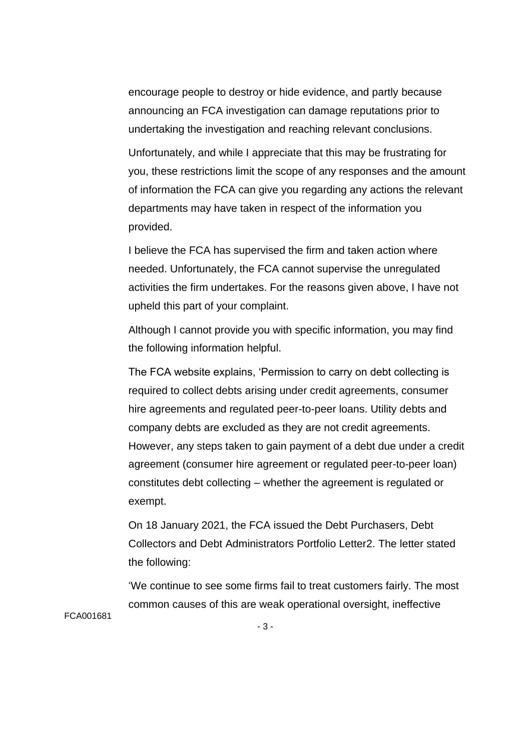encourage people to destroy or hide evidence, and partly because announcing an FCA investigation can damage reputations prior to undertaking the investigation and reaching relevant conclusions.

Unfortunately, and while I appreciate that this may be frustrating for you, these restrictions limit the scope of any responses and the amount of information the FCA can give you regarding any actions the relevant departments may have taken in respect of the information you provided.

I believe the FCA has supervised the firm and taken action where needed. Unfortunately, the FCA cannot supervise the unregulated activities the firm undertakes. For the reasons given above, I have not upheld this part of your complaint.

Although I cannot provide you with specific information, you may find the following information helpful.

The FCA website explains, 'Permission to carry on debt collecting is required to collect debts arising under credit agreements, consumer hire agreements and regulated peer-to-peer loans. Utility debts and company debts are excluded as they are not credit agreements. However, any steps taken to gain payment of a debt due under a credit agreement (consumer hire agreement or regulated peer-to-peer loan) constitutes debt collecting – whether the agreement is regulated or exempt.

On 18 January 2021, the FCA issued the Debt Purchasers, Debt Collectors and Debt Administrators Portfolio Letter[2]. The letter stated the following:

'We continue to see some firms fail to treat customers fairly. The most common causes of this are weak operational oversight, ineffective

FCA001681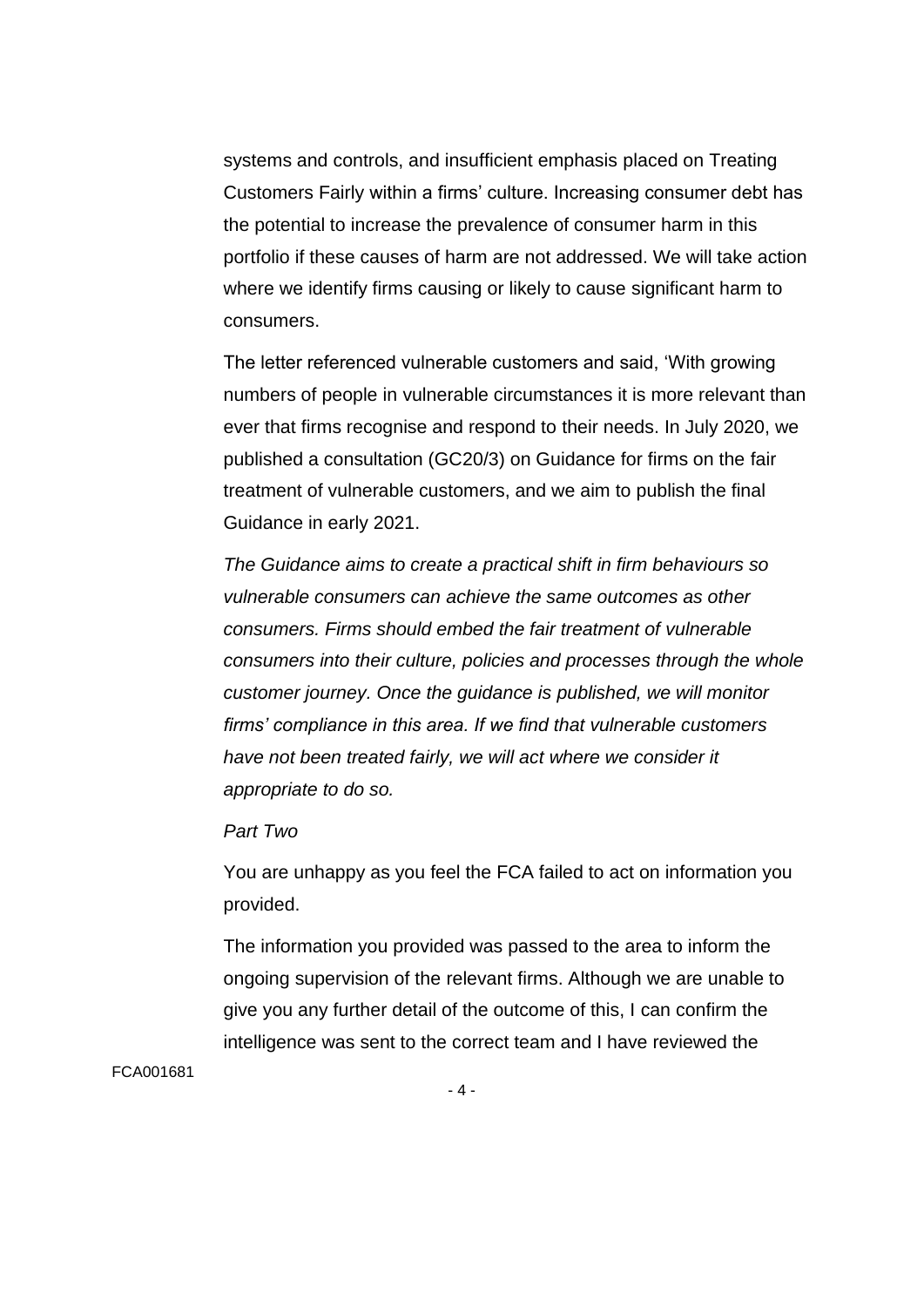systems and controls, and insufficient emphasis placed on Treating Customers Fairly within a firms' culture. Increasing consumer debt has the potential to increase the prevalence of consumer harm in this portfolio if these causes of harm are not addressed. We will take action where we identify firms causing or likely to cause significant harm to consumers.

The letter referenced vulnerable customers and said, 'With growing numbers of people in vulnerable circumstances it is more relevant than ever that firms recognise and respond to their needs. In July 2020, we published a consultation (GC20/3) on Guidance for firms on the fair treatment of vulnerable customers, and we aim to publish the final Guidance in early 2021.

*The Guidance aims to create a practical shift in firm behaviours so vulnerable consumers can achieve the same outcomes as other consumers. Firms should embed the fair treatment of vulnerable consumers into their culture, policies and processes through the whole customer journey. Once the guidance is published, we will monitor firms' compliance in this area. If we find that vulnerable customers have not been treated fairly, we will act where we consider it appropriate to do so.*

*Part Two*

You are unhappy as you feel the FCA failed to act on information you provided.

The information you provided was passed to the area to inform the ongoing supervision of the relevant firms. Although we are unable to give you any further detail of the outcome of this, I can confirm the intelligence was sent to the correct team and I have reviewed the

FCA001681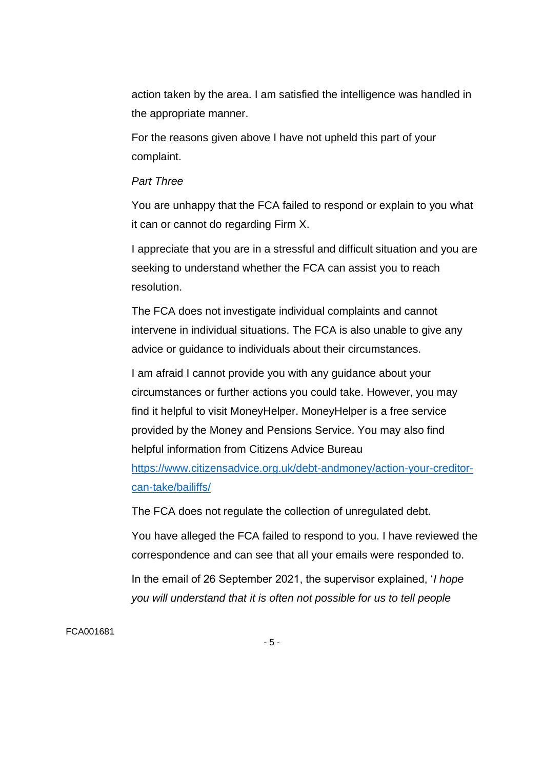action taken by the area. I am satisfied the intelligence was handled in the appropriate manner.

For the reasons given above I have not upheld this part of your complaint.

*Part Three*

You are unhappy that the FCA failed to respond or explain to you what it can or cannot do regarding Firm X.

I appreciate that you are in a stressful and difficult situation and you are seeking to understand whether the FCA can assist you to reach resolution.

The FCA does not investigate individual complaints and cannot intervene in individual situations. The FCA is also unable to give any advice or guidance to individuals about their circumstances.

I am afraid I cannot provide you with any guidance about your circumstances or further actions you could take. However, you may find it helpful to visit MoneyHelper. MoneyHelper is a free service provided by the Money and Pensions Service. You may also find helpful information from Citizens Advice Bureau [https://www.citizensadvice.org.uk/debt-andmoney/action-your-creditor-can-take/bailiffs/](https://www.citizensadvice.org.uk/debt-andmoney/action-your-creditor-can-take/bailiffs/)

The FCA does not regulate the collection of unregulated debt.

You have alleged the FCA failed to respond to you. I have reviewed the correspondence and can see that all your emails were responded to.

In the email of 26 September 2021, the supervisor explained, '*I hope you will understand that it is often not possible for us to tell people*

FCA001681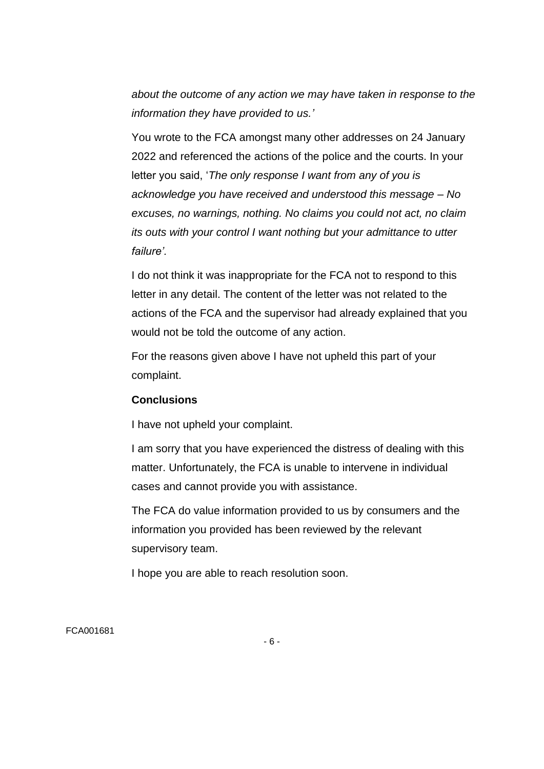*about the outcome of any action we may have taken in response to the information they have provided to us.'*

You wrote to the FCA amongst many other addresses on 24 January 2022 and referenced the actions of the police and the courts. In your letter you said, '*The only response I want from any of you is acknowledge you have received and understood this message – No excuses, no warnings, nothing. No claims you could not act, no claim its outs with your control I want nothing but your admittance to utter failure'.*

I do not think it was inappropriate for the FCA not to respond to this letter in any detail. The content of the letter was not related to the actions of the FCA and the supervisor had already explained that you would not be told the outcome of any action.

For the reasons given above I have not upheld this part of your complaint.

**Conclusions**

I have not upheld your complaint.

I am sorry that you have experienced the distress of dealing with this matter. Unfortunately, the FCA is unable to intervene in individual cases and cannot provide you with assistance.

The FCA do value information provided to us by consumers and the information you provided has been reviewed by the relevant supervisory team.

I hope you are able to reach resolution soon.

FCA001681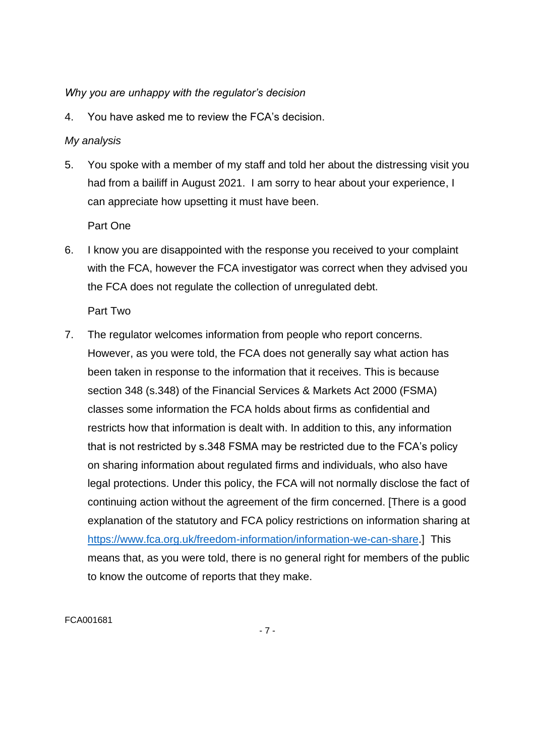*Why you are unhappy with the regulator's decision*

4. You have asked me to review the FCA's decision.

*My analysis*

5. You spoke with a member of my staff and told her about the distressing visit you had from a bailiff in August 2021. I am sorry to hear about your experience, I can appreciate how upsetting it must have been.

   Part One

6. I know you are disappointed with the response you received to your complaint with the FCA, however the FCA investigator was correct when they advised you the FCA does not regulate the collection of unregulated debt.

   Part Two

7. The regulator welcomes information from people who report concerns. However, as you were told, the FCA does not generally say what action has been taken in response to the information that it receives. This is because section 348 (s.348) of the Financial Services & Markets Act 2000 (FSMA) classes some information the FCA holds about firms as confidential and restricts how that information is dealt with. In addition to this, any information that is not restricted by s.348 FSMA may be restricted due to the FCA's policy on sharing information about regulated firms and individuals, who also have legal protections. Under this policy, the FCA will not normally disclose the fact of continuing action without the agreement of the firm concerned. [There is a good explanation of the statutory and FCA policy restrictions on information sharing at https://www.fca.org.uk/freedom-information/information-we-can-share.] This means that, as you were told, there is no general right for members of the public to know the outcome of reports that they make.

FCA001681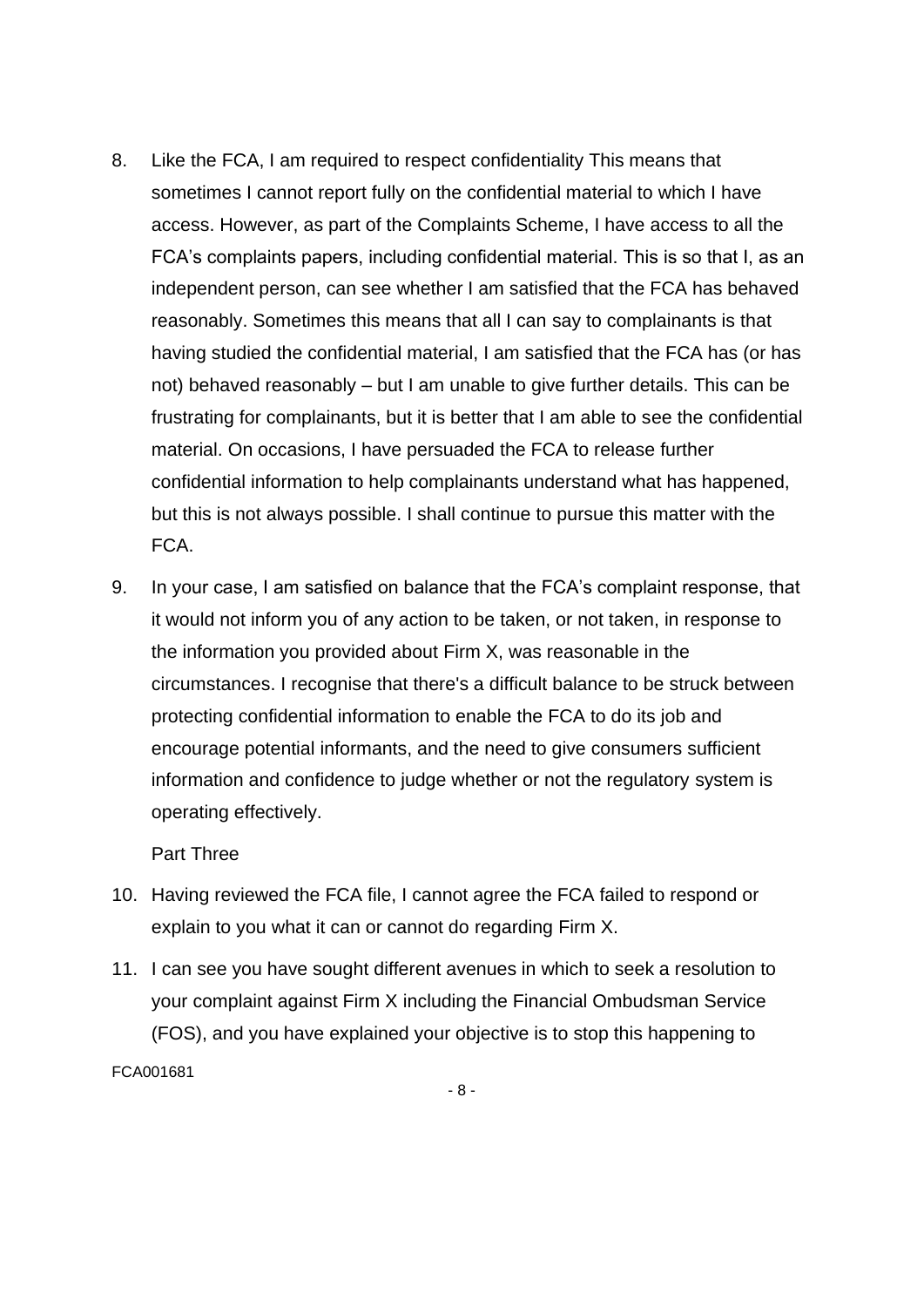8. Like the FCA, I am required to respect confidentiality This means that sometimes I cannot report fully on the confidential material to which I have access. However, as part of the Complaints Scheme, I have access to all the FCA's complaints papers, including confidential material. This is so that I, as an independent person, can see whether I am satisfied that the FCA has behaved reasonably. Sometimes this means that all I can say to complainants is that having studied the confidential material, I am satisfied that the FCA has (or has not) behaved reasonably – but I am unable to give further details. This can be frustrating for complainants, but it is better that I am able to see the confidential material. On occasions, I have persuaded the FCA to release further confidential information to help complainants understand what has happened, but this is not always possible. I shall continue to pursue this matter with the FCA.

9. In your case, I am satisfied on balance that the FCA's complaint response, that it would not inform you of any action to be taken, or not taken, in response to the information you provided about Firm X, was reasonable in the circumstances. I recognise that there's a difficult balance to be struck between protecting confidential information to enable the FCA to do its job and encourage potential informants, and the need to give consumers sufficient information and confidence to judge whether or not the regulatory system is operating effectively.

Part Three

10. Having reviewed the FCA file, I cannot agree the FCA failed to respond or explain to you what it can or cannot do regarding Firm X.

11. I can see you have sought different avenues in which to seek a resolution to your complaint against Firm X including the Financial Ombudsman Service (FOS), and you have explained your objective is to stop this happening to

FCA001681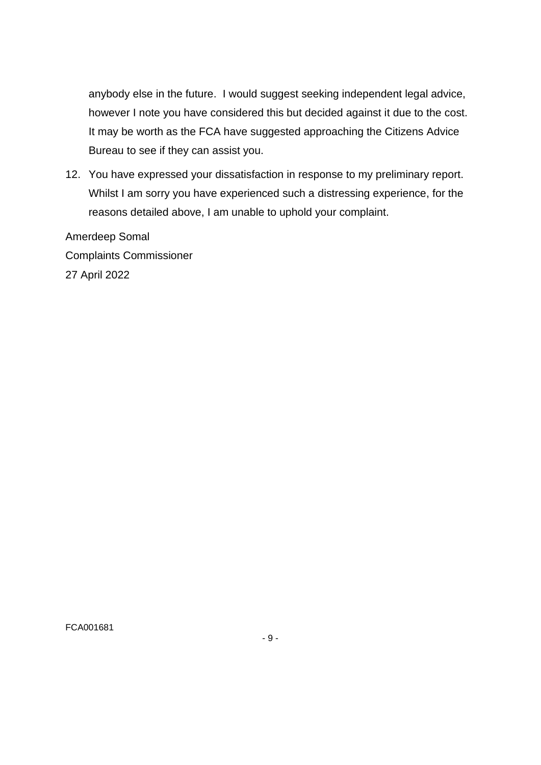anybody else in the future. I would suggest seeking independent legal advice, however I note you have considered this but decided against it due to the cost. It may be worth as the FCA have suggested approaching the Citizens Advice Bureau to see if they can assist you.

12. You have expressed your dissatisfaction in response to my preliminary report. Whilst I am sorry you have experienced such a distressing experience, for the reasons detailed above, I am unable to uphold your complaint.

Amerdeep Somal
Complaints Commissioner
27 April 2022

FCA001681